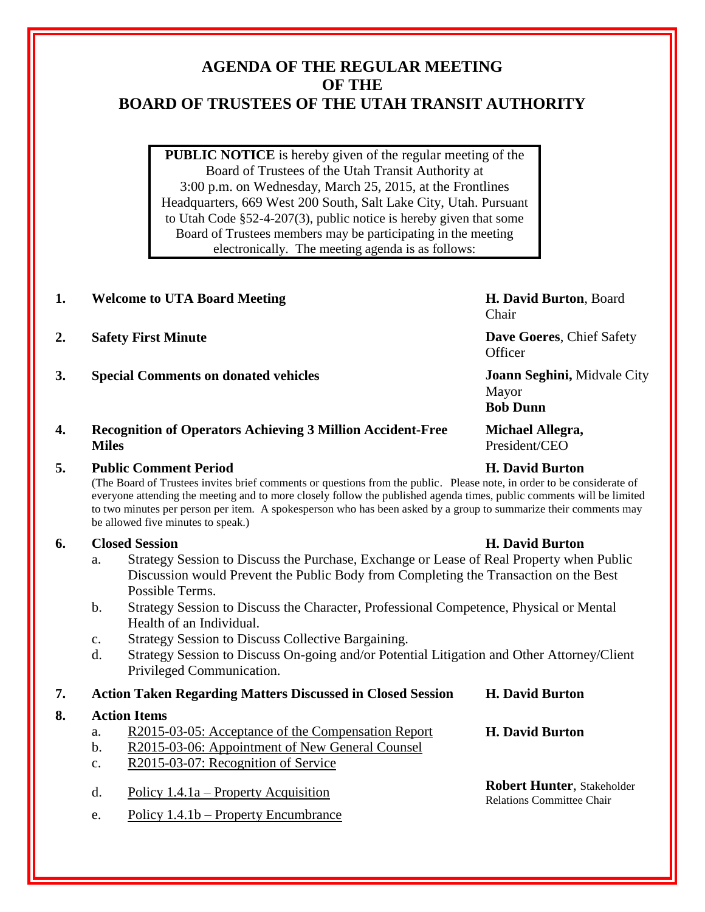# AGENDA OF THE REGULAR MEETING OF THE BOARD OF TRUSTEES OF THE UTAH TRANSIT AUTHORITY

**PUBLIC NOTICE** is hereby given of the regular meeting of the Board of Trustees of the Utah Transit Authority at 3:00 p.m. on Wednesday, March 25, 2015, at the Frontlines Headquarters, 669 West 200 South, Salt Lake City, Utah. Pursuant to Utah Code §52-4-207(3), public notice is hereby given that some Board of Trustees members may be participating in the meeting electronically. The meeting agenda is as follows:

1. **Welcome to UTA Board Meeting** — **H. David Burton**, Board Chair

2. **Safety First Minute** — **Dave Goeres**, Chief Safety Officer

3. **Special Comments on donated vehicles** — **Joann Seghini,** Midvale City Mayor; **Bob Dunn**

4. **Recognition of Operators Achieving 3 Million Accident-Free Miles** — **Michael Allegra,** President/CEO

5. **Public Comment Period** — **H. David Burton**

   (The Board of Trustees invites brief comments or questions from the public. Please note, in order to be considerate of everyone attending the meeting and to more closely follow the published agenda times, public comments will be limited to two minutes per person per item. A spokesperson who has been asked by a group to summarize their comments may be allowed five minutes to speak.)

6. **Closed Session** — **H. David Burton**
   - a. Strategy Session to Discuss the Purchase, Exchange or Lease of Real Property when Public Discussion would Prevent the Public Body from Completing the Transaction on the Best Possible Terms.
   - b. Strategy Session to Discuss the Character, Professional Competence, Physical or Mental Health of an Individual.
   - c. Strategy Session to Discuss Collective Bargaining.
   - d. Strategy Session to Discuss On-going and/or Potential Litigation and Other Attorney/Client Privileged Communication.

7. **Action Taken Regarding Matters Discussed in Closed Session** — **H. David Burton**

8. **Action Items**
   - a. R2015-03-05: Acceptance of the Compensation Report — **H. David Burton**
   - b. R2015-03-06: Appointment of New General Counsel
   - c. R2015-03-07: Recognition of Service
   - d. Policy 1.4.1a – Property Acquisition — **Robert Hunter**, Stakeholder Relations Committee Chair
   - e. Policy 1.4.1b – Property Encumbrance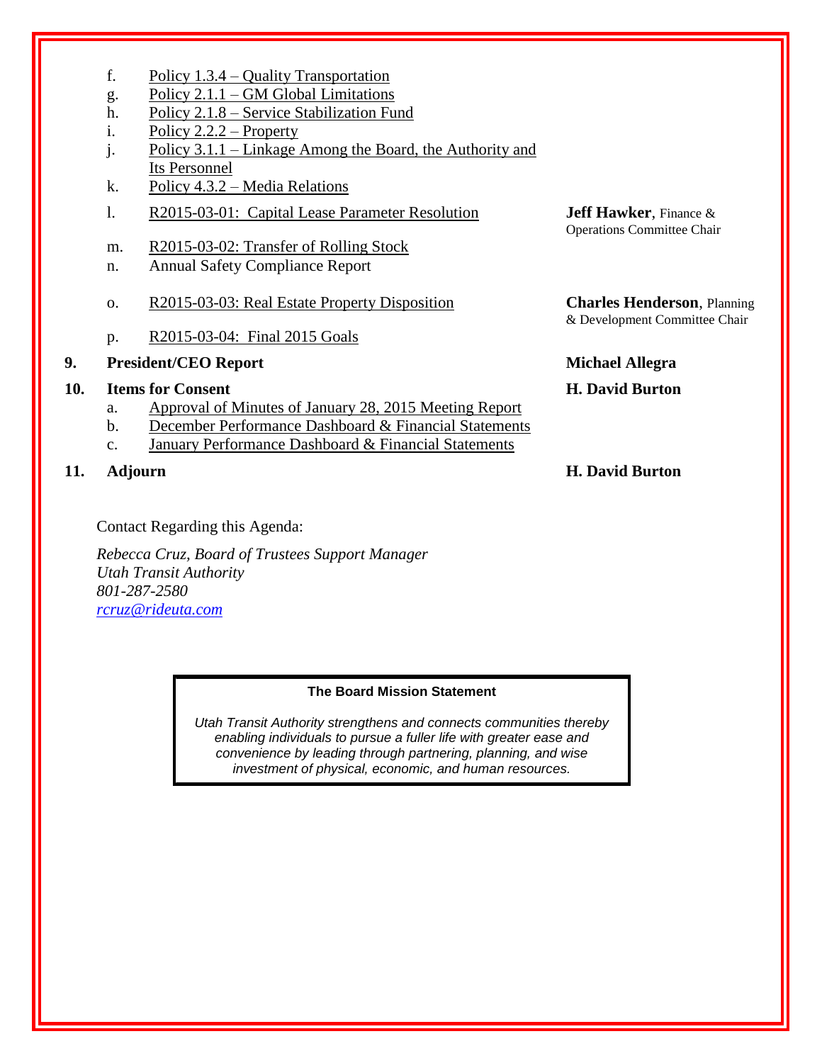f. Policy 1.3.4 – Quality Transportation
g. Policy 2.1.1 – GM Global Limitations
h. Policy 2.1.8 – Service Stabilization Fund
i. Policy 2.2.2 – Property
j. Policy 3.1.1 – Linkage Among the Board, the Authority and Its Personnel
k. Policy 4.3.2 – Media Relations
l. R2015-03-01: Capital Lease Parameter Resolution — **Jeff Hawker**, Finance & Operations Committee Chair
m. R2015-03-02: Transfer of Rolling Stock
n. Annual Safety Compliance Report
o. R2015-03-03: Real Estate Property Disposition — **Charles Henderson**, Planning & Development Committee Chair
p. R2015-03-04: Final 2015 Goals

**9. President/CEO Report** — **Michael Allegra**

**10. Items for Consent** — **H. David Burton**

a. Approval of Minutes of January 28, 2015 Meeting Report
b. December Performance Dashboard & Financial Statements
c. January Performance Dashboard & Financial Statements

**11. Adjourn** — **H. David Burton**

Contact Regarding this Agenda:

*Rebecca Cruz, Board of Trustees Support Manager*
*Utah Transit Authority*
*801-287-2580*
*rcruz@rideuta.com*

**The Board Mission Statement**

*Utah Transit Authority strengthens and connects communities thereby enabling individuals to pursue a fuller life with greater ease and convenience by leading through partnering, planning, and wise investment of physical, economic, and human resources.*